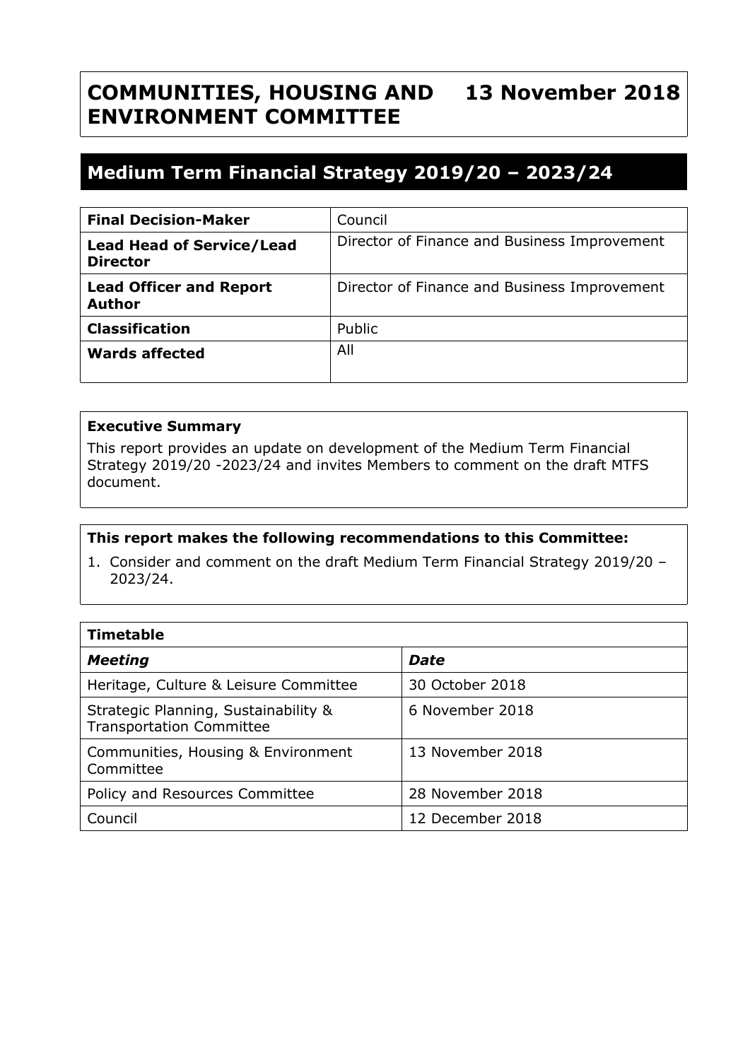# COMMUNITIES, HOUSING AND ENVIRONMENT COMMITTEE — 13 November 2018

## Medium Term Financial Strategy 2019/20 – 2023/24

| | |
|---|---|
| **Final Decision-Maker** | Council |
| **Lead Head of Service/Lead Director** | Director of Finance and Business Improvement |
| **Lead Officer and Report Author** | Director of Finance and Business Improvement |
| **Classification** | Public |
| **Wards affected** | All |

**Executive Summary**

This report provides an update on development of the Medium Term Financial Strategy 2019/20 -2023/24 and invites Members to comment on the draft MTFS document.

**This report makes the following recommendations to this Committee:**

1. Consider and comment on the draft Medium Term Financial Strategy 2019/20 – 2023/24.

| **Timetable** | |
|---|---|
| ***Meeting*** | ***Date*** |
| Heritage, Culture & Leisure Committee | 30 October 2018 |
| Strategic Planning, Sustainability & Transportation Committee | 6 November 2018 |
| Communities, Housing & Environment Committee | 13 November 2018 |
| Policy and Resources Committee | 28 November 2018 |
| Council | 12 December 2018 |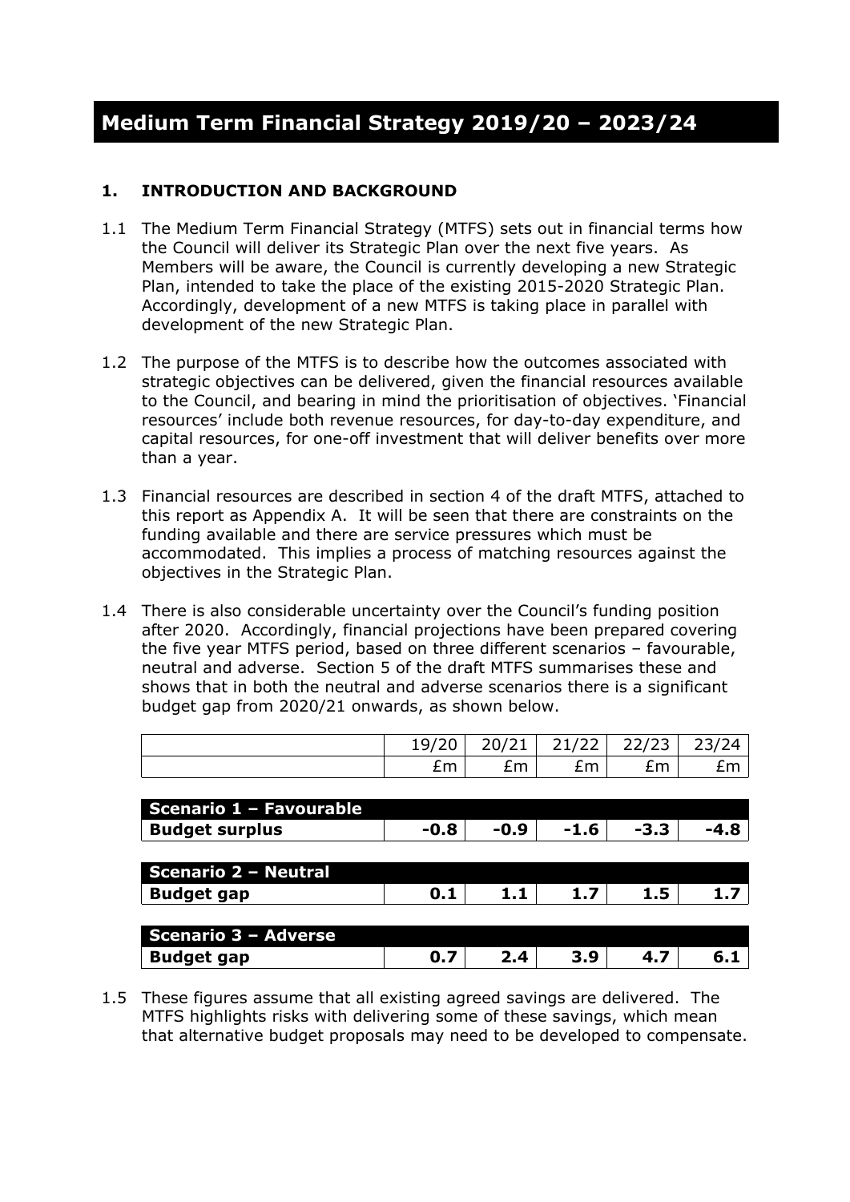# Medium Term Financial Strategy 2019/20 – 2023/24

## 1. INTRODUCTION AND BACKGROUND

1.1 The Medium Term Financial Strategy (MTFS) sets out in financial terms how the Council will deliver its Strategic Plan over the next five years. As Members will be aware, the Council is currently developing a new Strategic Plan, intended to take the place of the existing 2015-2020 Strategic Plan. Accordingly, development of a new MTFS is taking place in parallel with development of the new Strategic Plan.

1.2 The purpose of the MTFS is to describe how the outcomes associated with strategic objectives can be delivered, given the financial resources available to the Council, and bearing in mind the prioritisation of objectives. 'Financial resources' include both revenue resources, for day-to-day expenditure, and capital resources, for one-off investment that will deliver benefits over more than a year.

1.3 Financial resources are described in section 4 of the draft MTFS, attached to this report as Appendix A. It will be seen that there are constraints on the funding available and there are service pressures which must be accommodated. This implies a process of matching resources against the objectives in the Strategic Plan.

1.4 There is also considerable uncertainty over the Council's funding position after 2020. Accordingly, financial projections have been prepared covering the five year MTFS period, based on three different scenarios – favourable, neutral and adverse. Section 5 of the draft MTFS summarises these and shows that in both the neutral and adverse scenarios there is a significant budget gap from 2020/21 onwards, as shown below.

| | 19/20 | 20/21 | 21/22 | 22/23 | 23/24 |
|---|---|---|---|---|---|
| | £m | £m | £m | £m | £m |
| **Scenario 1 – Favourable** | | | | | |
| **Budget surplus** | **-0.8** | **-0.9** | **-1.6** | **-3.3** | **-4.8** |
| **Scenario 2 – Neutral** | | | | | |
| **Budget gap** | **0.1** | **1.1** | **1.7** | **1.5** | **1.7** |
| **Scenario 3 – Adverse** | | | | | |
| **Budget gap** | **0.7** | **2.4** | **3.9** | **4.7** | **6.1** |

1.5 These figures assume that all existing agreed savings are delivered. The MTFS highlights risks with delivering some of these savings, which mean that alternative budget proposals may need to be developed to compensate.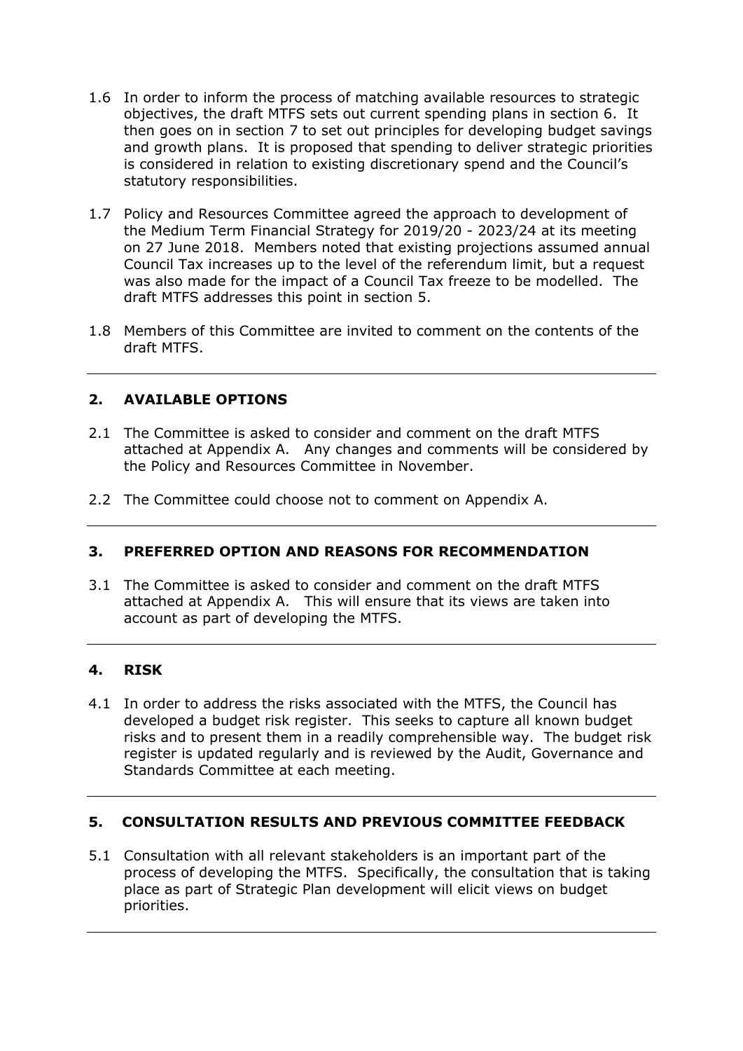1.6 In order to inform the process of matching available resources to strategic objectives, the draft MTFS sets out current spending plans in section 6. It then goes on in section 7 to set out principles for developing budget savings and growth plans. It is proposed that spending to deliver strategic priorities is considered in relation to existing discretionary spend and the Council's statutory responsibilities.

1.7 Policy and Resources Committee agreed the approach to development of the Medium Term Financial Strategy for 2019/20 - 2023/24 at its meeting on 27 June 2018. Members noted that existing projections assumed annual Council Tax increases up to the level of the referendum limit, but a request was also made for the impact of a Council Tax freeze to be modelled. The draft MTFS addresses this point in section 5.

1.8 Members of this Committee are invited to comment on the contents of the draft MTFS.

---

## 2. AVAILABLE OPTIONS

2.1 The Committee is asked to consider and comment on the draft MTFS attached at Appendix A. Any changes and comments will be considered by the Policy and Resources Committee in November.

2.2 The Committee could choose not to comment on Appendix A.

---

## 3. PREFERRED OPTION AND REASONS FOR RECOMMENDATION

3.1 The Committee is asked to consider and comment on the draft MTFS attached at Appendix A. This will ensure that its views are taken into account as part of developing the MTFS.

---

## 4. RISK

4.1 In order to address the risks associated with the MTFS, the Council has developed a budget risk register. This seeks to capture all known budget risks and to present them in a readily comprehensible way. The budget risk register is updated regularly and is reviewed by the Audit, Governance and Standards Committee at each meeting.

---

## 5. CONSULTATION RESULTS AND PREVIOUS COMMITTEE FEEDBACK

5.1 Consultation with all relevant stakeholders is an important part of the process of developing the MTFS. Specifically, the consultation that is taking place as part of Strategic Plan development will elicit views on budget priorities.

---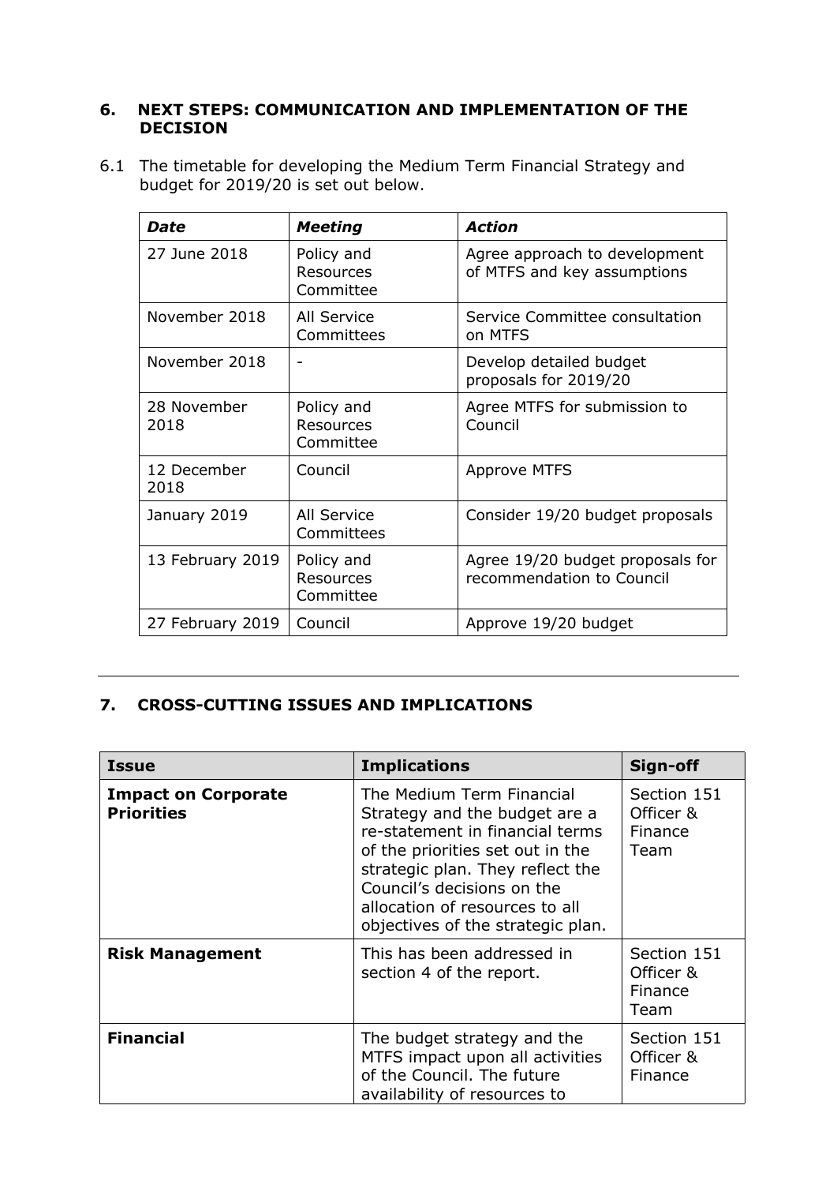## 6. NEXT STEPS: COMMUNICATION AND IMPLEMENTATION OF THE DECISION

6.1 The timetable for developing the Medium Term Financial Strategy and budget for 2019/20 is set out below.

| *Date* | *Meeting* | *Action* |
|---|---|---|
| 27 June 2018 | Policy and Resources Committee | Agree approach to development of MTFS and key assumptions |
| November 2018 | All Service Committees | Service Committee consultation on MTFS |
| November 2018 | - | Develop detailed budget proposals for 2019/20 |
| 28 November 2018 | Policy and Resources Committee | Agree MTFS for submission to Council |
| 12 December 2018 | Council | Approve MTFS |
| January 2019 | All Service Committees | Consider 19/20 budget proposals |
| 13 February 2019 | Policy and Resources Committee | Agree 19/20 budget proposals for recommendation to Council |
| 27 February 2019 | Council | Approve 19/20 budget |

---

## 7. CROSS-CUTTING ISSUES AND IMPLICATIONS

| Issue | Implications | Sign-off |
|---|---|---|
| **Impact on Corporate Priorities** | The Medium Term Financial Strategy and the budget are a re-statement in financial terms of the priorities set out in the strategic plan. They reflect the Council's decisions on the allocation of resources to all objectives of the strategic plan. | Section 151 Officer & Finance Team |
| **Risk Management** | This has been addressed in section 4 of the report. | Section 151 Officer & Finance Team |
| **Financial** | The budget strategy and the MTFS impact upon all activities of the Council. The future availability of resources to | Section 151 Officer & Finance |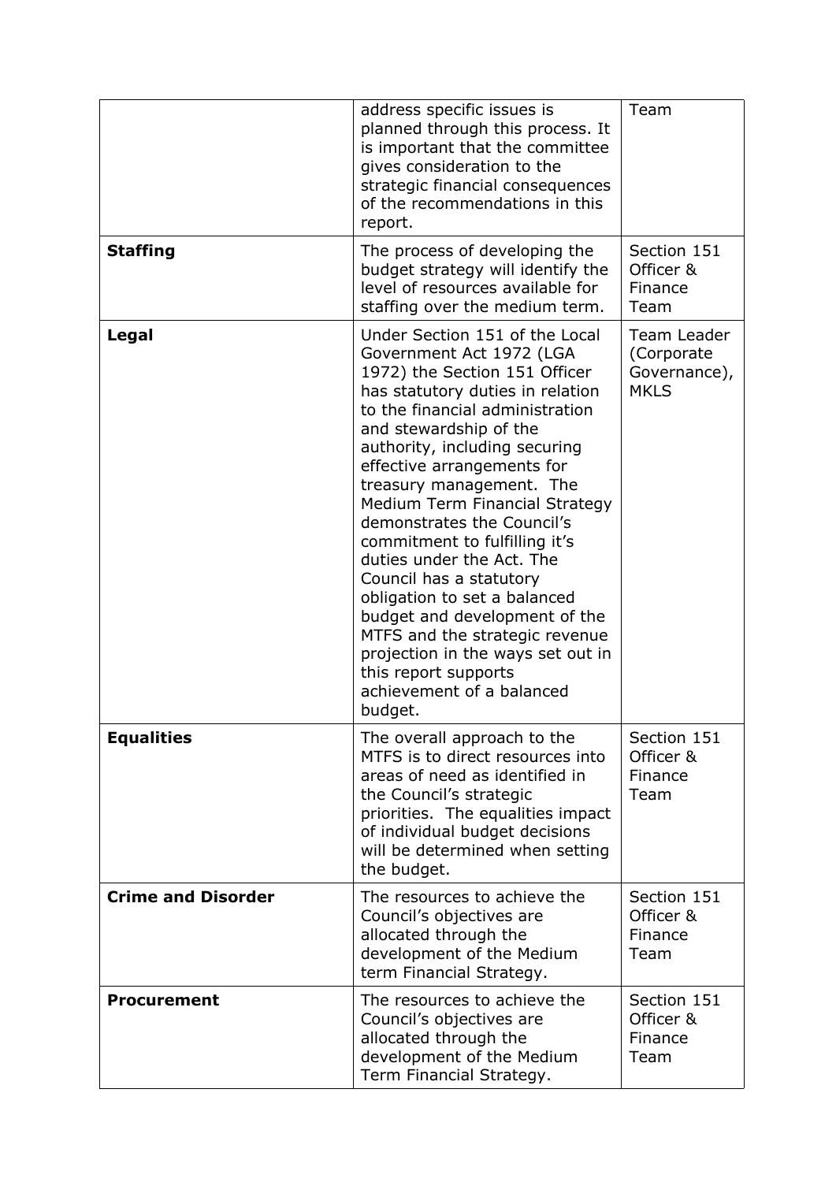| | | |
|---|---|---|
| | address specific issues is planned through this process. It is important that the committee gives consideration to the strategic financial consequences of the recommendations in this report. | Team |
| **Staffing** | The process of developing the budget strategy will identify the level of resources available for staffing over the medium term. | Section 151 Officer & Finance Team |
| **Legal** | Under Section 151 of the Local Government Act 1972 (LGA 1972) the Section 151 Officer has statutory duties in relation to the financial administration and stewardship of the authority, including securing effective arrangements for treasury management. The Medium Term Financial Strategy demonstrates the Council's commitment to fulfilling it's duties under the Act. The Council has a statutory obligation to set a balanced budget and development of the MTFS and the strategic revenue projection in the ways set out in this report supports achievement of a balanced budget. | Team Leader (Corporate Governance), MKLS |
| **Equalities** | The overall approach to the MTFS is to direct resources into areas of need as identified in the Council's strategic priorities. The equalities impact of individual budget decisions will be determined when setting the budget. | Section 151 Officer & Finance Team |
| **Crime and Disorder** | The resources to achieve the Council's objectives are allocated through the development of the Medium term Financial Strategy. | Section 151 Officer & Finance Team |
| **Procurement** | The resources to achieve the Council's objectives are allocated through the development of the Medium Term Financial Strategy. | Section 151 Officer & Finance Team |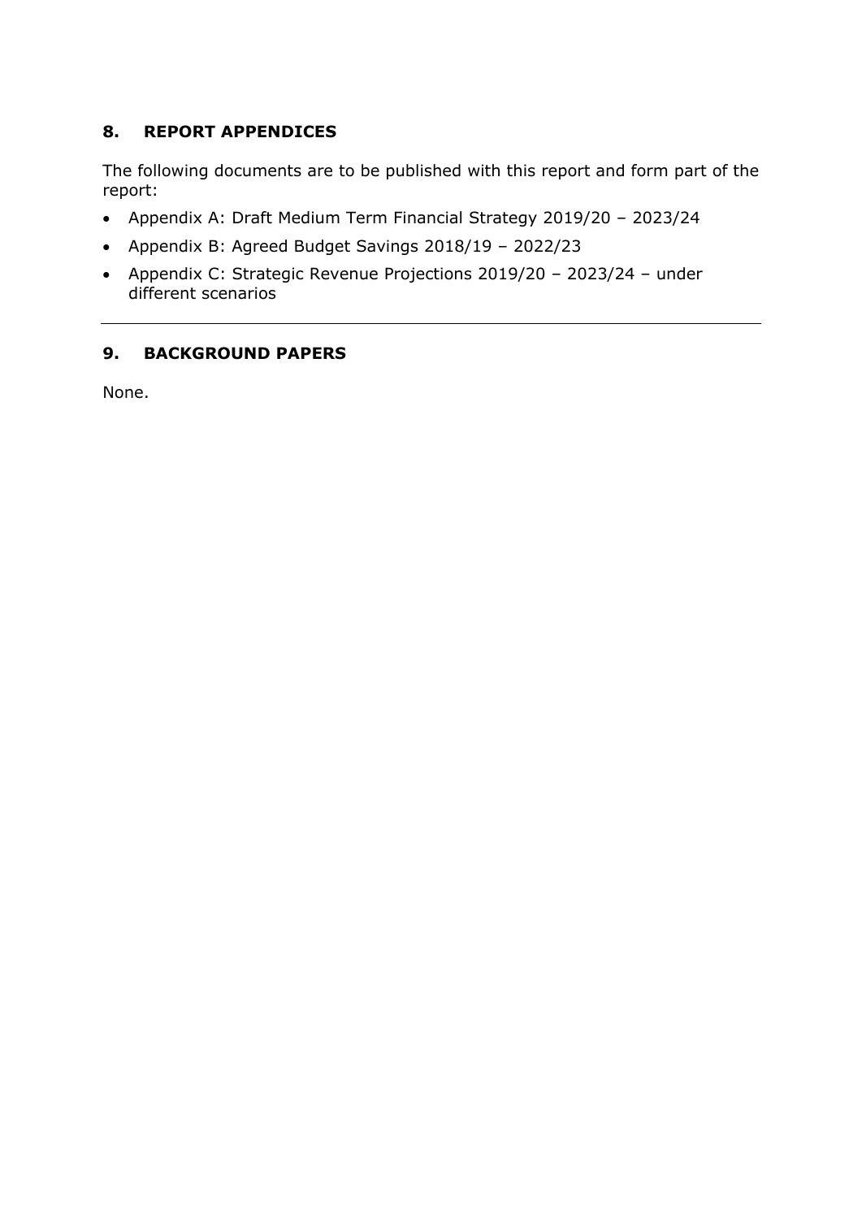## 8. REPORT APPENDICES

The following documents are to be published with this report and form part of the report:

- Appendix A: Draft Medium Term Financial Strategy 2019/20 – 2023/24
- Appendix B: Agreed Budget Savings 2018/19 – 2022/23
- Appendix C: Strategic Revenue Projections 2019/20 – 2023/24 – under different scenarios

---

## 9. BACKGROUND PAPERS

None.